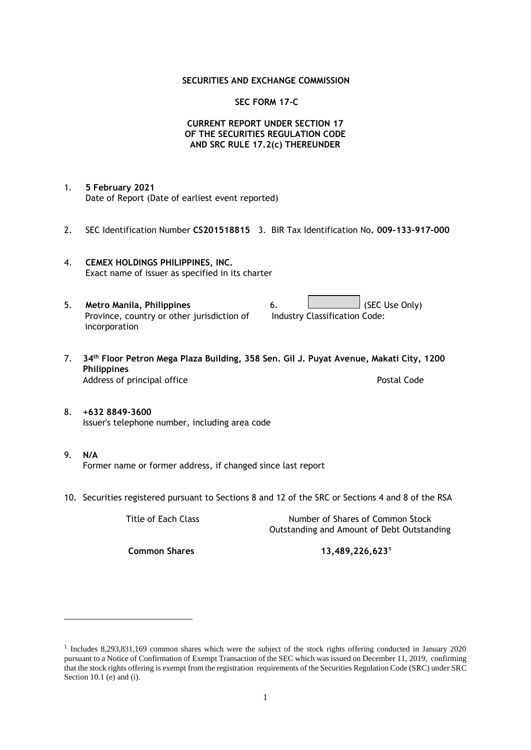**SECURITIES AND EXCHANGE COMMISSION**

**SEC FORM 17-C**

**CURRENT REPORT UNDER SECTION 17**
**OF THE SECURITIES REGULATION CODE**
**AND SRC RULE 17.2(c) THEREUNDER**

1. **5 February 2021**
   Date of Report (Date of earliest event reported)

2. SEC Identification Number **CS201518815** 3. BIR Tax Identification No**. 009-133-917-000**

4. **CEMEX HOLDINGS PHILIPPINES, INC.**
   Exact name of issuer as specified in its charter

5. **Metro Manila, Philippines**
   Province, country or other jurisdiction of incorporation

6. (SEC Use Only)
   Industry Classification Code:

7. **34th Floor Petron Mega Plaza Building, 358 Sen. Gil J. Puyat Avenue, Makati City, 1200 Philippines**
   Address of principal office Postal Code

8. **+632 8849-3600**
   Issuer's telephone number, including area code

9. **N/A**
   Former name or former address, if changed since last report

10. Securities registered pursuant to Sections 8 and 12 of the SRC or Sections 4 and 8 of the RSA

| Title of Each Class | Number of Shares of Common Stock Outstanding and Amount of Debt Outstanding |
|---|---|
| **Common Shares** | **13,489,226,623[1]** |

[1] Includes 8,293,831,169 common shares which were the subject of the stock rights offering conducted in January 2020 pursuant to a Notice of Confirmation of Exempt Transaction of the SEC which was issued on December 11, 2019, confirming that the stock rights offering is exempt from the registration requirements of the Securities Regulation Code (SRC) under SRC Section 10.1 (e) and (i).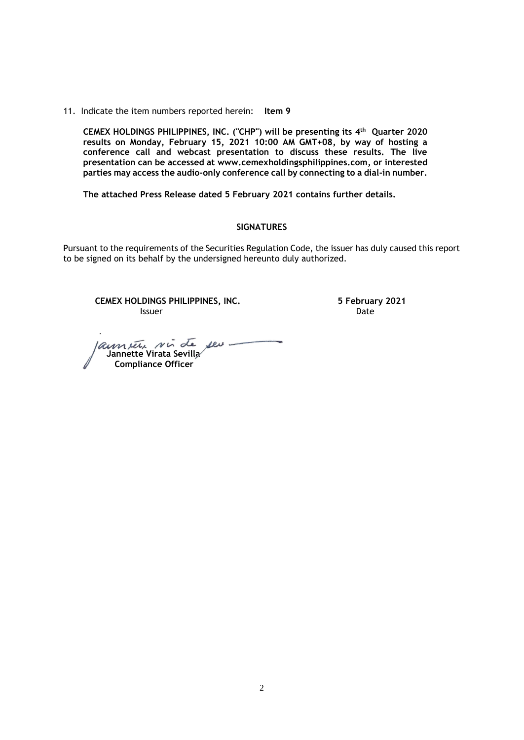11. Indicate the item numbers reported herein: **Item 9**

**CEMEX HOLDINGS PHILIPPINES, INC. ("CHP") will be presenting its 4th Quarter 2020 results on Monday, February 15, 2021 10:00 AM GMT+08, by way of hosting a conference call and webcast presentation to discuss these results. The live presentation can be accessed at www.cemexholdingsphilippines.com, or interested parties may access the audio-only conference call by connecting to a dial-in number.**

**The attached Press Release dated 5 February 2021 contains further details.**

**SIGNATURES**

Pursuant to the requirements of the Securities Regulation Code, the issuer has duly caused this report to be signed on its behalf by the undersigned hereunto duly authorized.

**CEMEX HOLDINGS PHILIPPINES, INC.**
Issuer

**5 February 2021**
Date

**Jannette Virata Sevilla**
**Compliance Officer**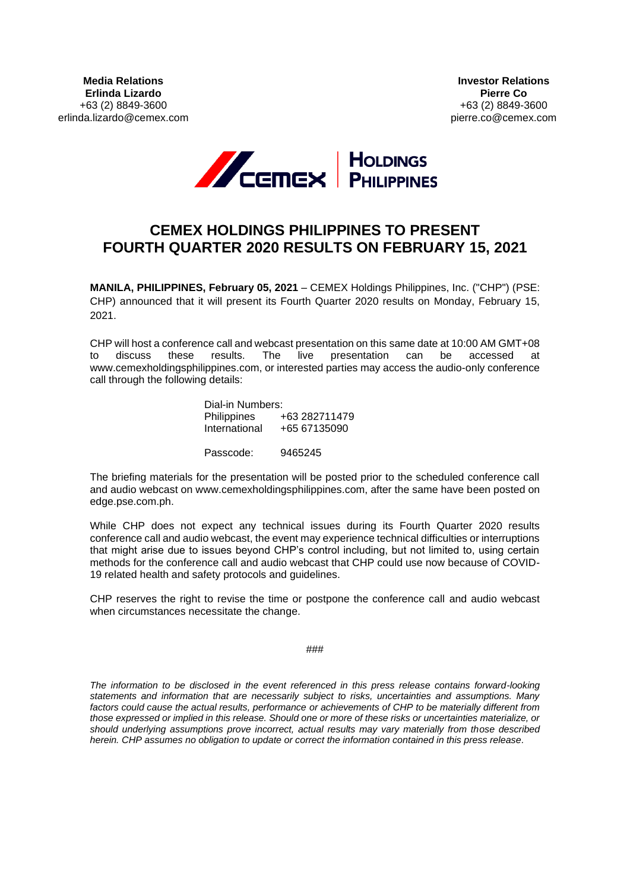**Media Relations**
**Erlinda Lizardo**
+63 (2) 8849-3600
erlinda.lizardo@cemex.com

**Investor Relations**
**Pierre Co**
+63 (2) 8849-3600
pierre.co@cemex.com

# CEMEX HOLDINGS PHILIPPINES TO PRESENT FOURTH QUARTER 2020 RESULTS ON FEBRUARY 15, 2021

**MANILA, PHILIPPINES, February 05, 2021** – CEMEX Holdings Philippines, Inc. ("CHP") (PSE: CHP) announced that it will present its Fourth Quarter 2020 results on Monday, February 15, 2021.

CHP will host a conference call and webcast presentation on this same date at 10:00 AM GMT+08 to discuss these results. The live presentation can be accessed at www.cemexholdingsphilippines.com, or interested parties may access the audio-only conference call through the following details:

Dial-in Numbers:
Philippines +63 282711479
International +65 67135090

Passcode: 9465245

The briefing materials for the presentation will be posted prior to the scheduled conference call and audio webcast on www.cemexholdingsphilippines.com, after the same have been posted on edge.pse.com.ph.

While CHP does not expect any technical issues during its Fourth Quarter 2020 results conference call and audio webcast, the event may experience technical difficulties or interruptions that might arise due to issues beyond CHP's control including, but not limited to, using certain methods for the conference call and audio webcast that CHP could use now because of COVID-19 related health and safety protocols and guidelines.

CHP reserves the right to revise the time or postpone the conference call and audio webcast when circumstances necessitate the change.

###

*The information to be disclosed in the event referenced in this press release contains forward-looking statements and information that are necessarily subject to risks, uncertainties and assumptions. Many factors could cause the actual results, performance or achievements of CHP to be materially different from those expressed or implied in this release. Should one or more of these risks or uncertainties materialize, or should underlying assumptions prove incorrect, actual results may vary materially from those described herein. CHP assumes no obligation to update or correct the information contained in this press release.*